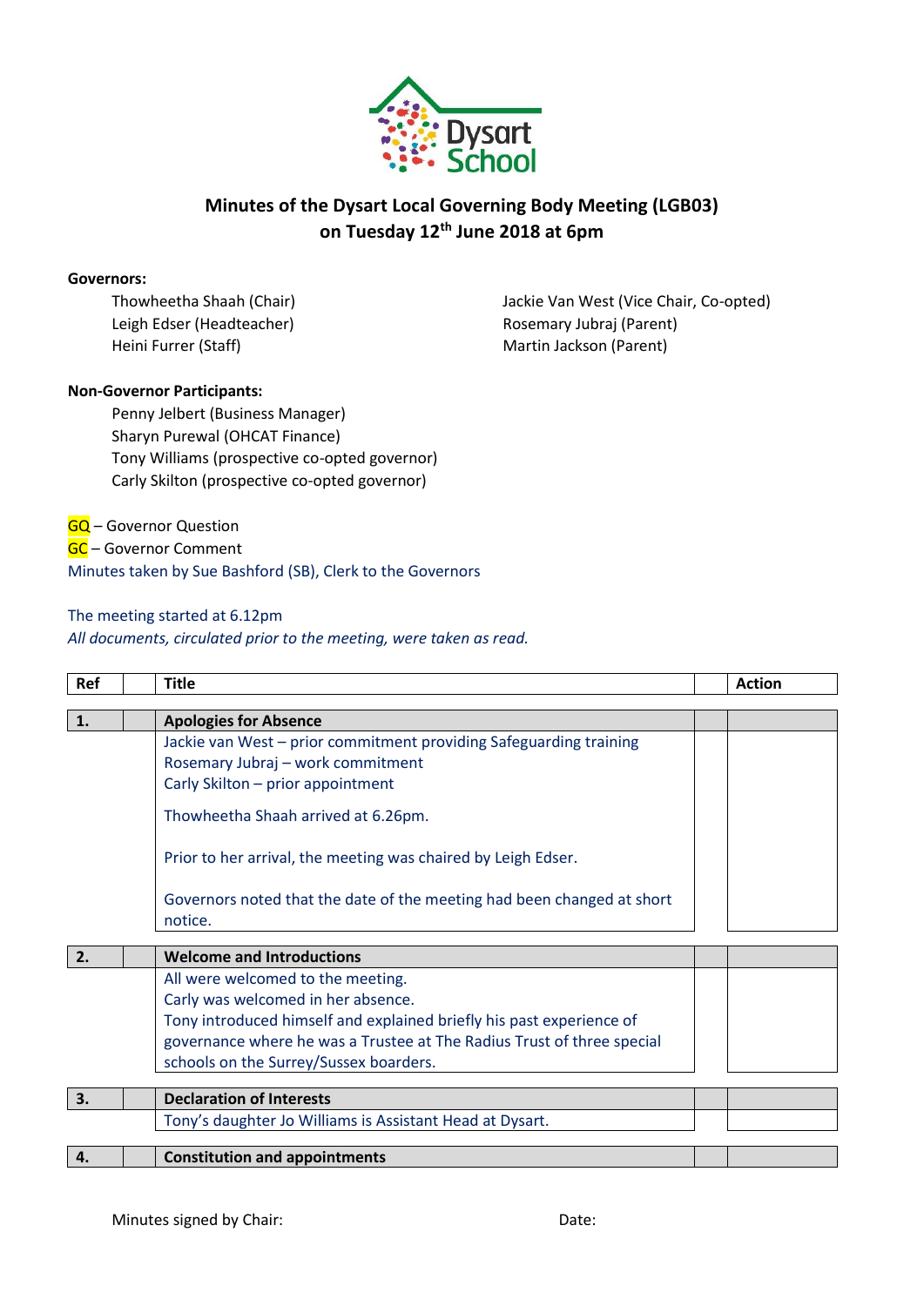Dysart School

# Minutes of the Dysart Local Governing Body Meeting (LGB03) on Tuesday 12th June 2018 at 6pm

**Governors:**

Thowheetha Shaah (Chair)
Leigh Edser (Headteacher)
Heini Furrer (Staff)
Jackie Van West (Vice Chair, Co-opted)
Rosemary Jubraj (Parent)
Martin Jackson (Parent)

**Non-Governor Participants:**

Penny Jelbert (Business Manager)
Sharyn Purewal (OHCAT Finance)
Tony Williams (prospective co-opted governor)
Carly Skilton (prospective co-opted governor)

GQ – Governor Question
GC – Governor Comment
Minutes taken by Sue Bashford (SB), Clerk to the Governors

The meeting started at 6.12pm
*All documents, circulated prior to the meeting, were taken as read.*

| Ref | | Title | | Action |
|---|---|---|---|---|
| **1.** | | **Apologies for Absence** | | |
| | | Jackie van West – prior commitment providing Safeguarding training<br>Rosemary Jubraj – work commitment<br>Carly Skilton – prior appointment<br><br>Thowheetha Shaah arrived at 6.26pm.<br><br>Prior to her arrival, the meeting was chaired by Leigh Edser.<br><br>Governors noted that the date of the meeting had been changed at short notice. | | |
| **2.** | | **Welcome and Introductions** | | |
| | | All were welcomed to the meeting.<br>Carly was welcomed in her absence.<br>Tony introduced himself and explained briefly his past experience of governance where he was a Trustee at The Radius Trust of three special schools on the Surrey/Sussex boarders. | | |
| **3.** | | **Declaration of Interests** | | |
| | | Tony's daughter Jo Williams is Assistant Head at Dysart. | | |
| **4.** | | **Constitution and appointments** | | |

Minutes signed by Chair: Date: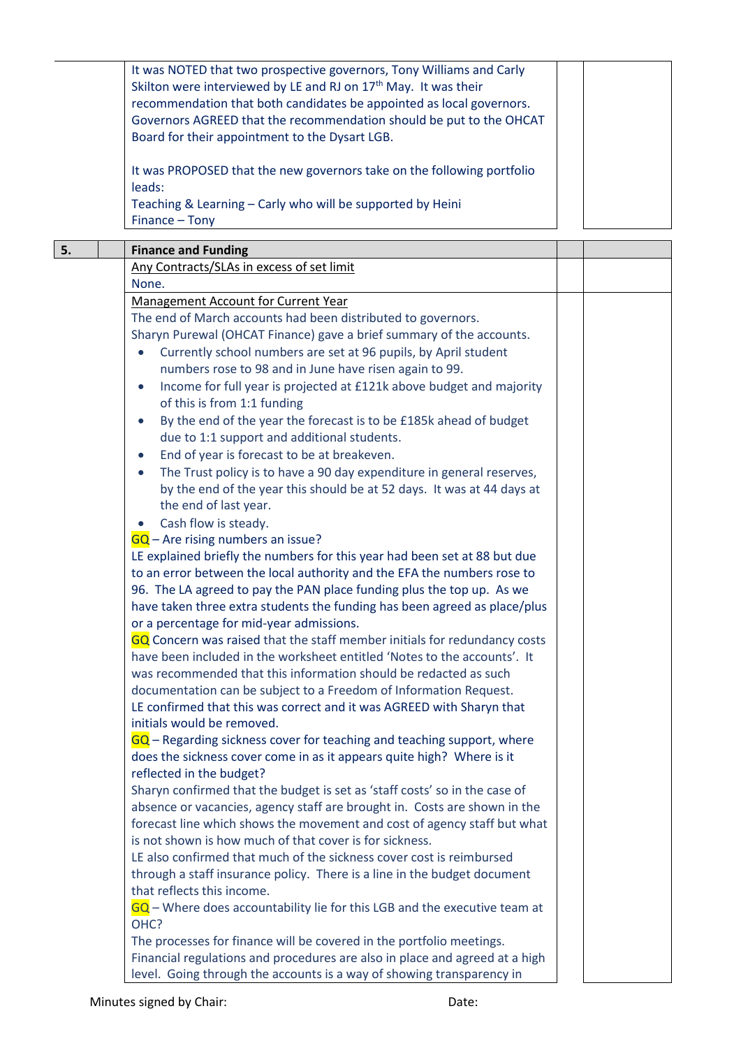It was NOTED that two prospective governors, Tony Williams and Carly Skilton were interviewed by LE and RJ on 17th May. It was their recommendation that both candidates be appointed as local governors. Governors AGREED that the recommendation should be put to the OHCAT Board for their appointment to the Dysart LGB.

It was PROPOSED that the new governors take on the following portfolio leads:
Teaching & Learning – Carly who will be supported by Heini
Finance – Tony

## 5. Finance and Funding

Any Contracts/SLAs in excess of set limit

None.

Management Account for Current Year

The end of March accounts had been distributed to governors.
Sharyn Purewal (OHCAT Finance) gave a brief summary of the accounts.

- Currently school numbers are set at 96 pupils, by April student numbers rose to 98 and in June have risen again to 99.
- Income for full year is projected at £121k above budget and majority of this is from 1:1 funding
- By the end of the year the forecast is to be £185k ahead of budget due to 1:1 support and additional students.
- End of year is forecast to be at breakeven.
- The Trust policy is to have a 90 day expenditure in general reserves, by the end of the year this should be at 52 days. It was at 44 days at the end of last year.
- Cash flow is steady.

GQ – Are rising numbers an issue?
LE explained briefly the numbers for this year had been set at 88 but due to an error between the local authority and the EFA the numbers rose to 96. The LA agreed to pay the PAN place funding plus the top up. As we have taken three extra students the funding has been agreed as place/plus or a percentage for mid-year admissions.

GQ Concern was raised that the staff member initials for redundancy costs have been included in the worksheet entitled 'Notes to the accounts'. It was recommended that this information should be redacted as such documentation can be subject to a Freedom of Information Request.
LE confirmed that this was correct and it was AGREED with Sharyn that initials would be removed.

GQ – Regarding sickness cover for teaching and teaching support, where does the sickness cover come in as it appears quite high? Where is it reflected in the budget?
Sharyn confirmed that the budget is set as 'staff costs' so in the case of absence or vacancies, agency staff are brought in. Costs are shown in the forecast line which shows the movement and cost of agency staff but what is not shown is how much of that cover is for sickness.
LE also confirmed that much of the sickness cover cost is reimbursed through a staff insurance policy. There is a line in the budget document that reflects this income.

GQ – Where does accountability lie for this LGB and the executive team at OHC?
The processes for finance will be covered in the portfolio meetings. Financial regulations and procedures are also in place and agreed at a high level. Going through the accounts is a way of showing transparency in

Minutes signed by Chair: Date: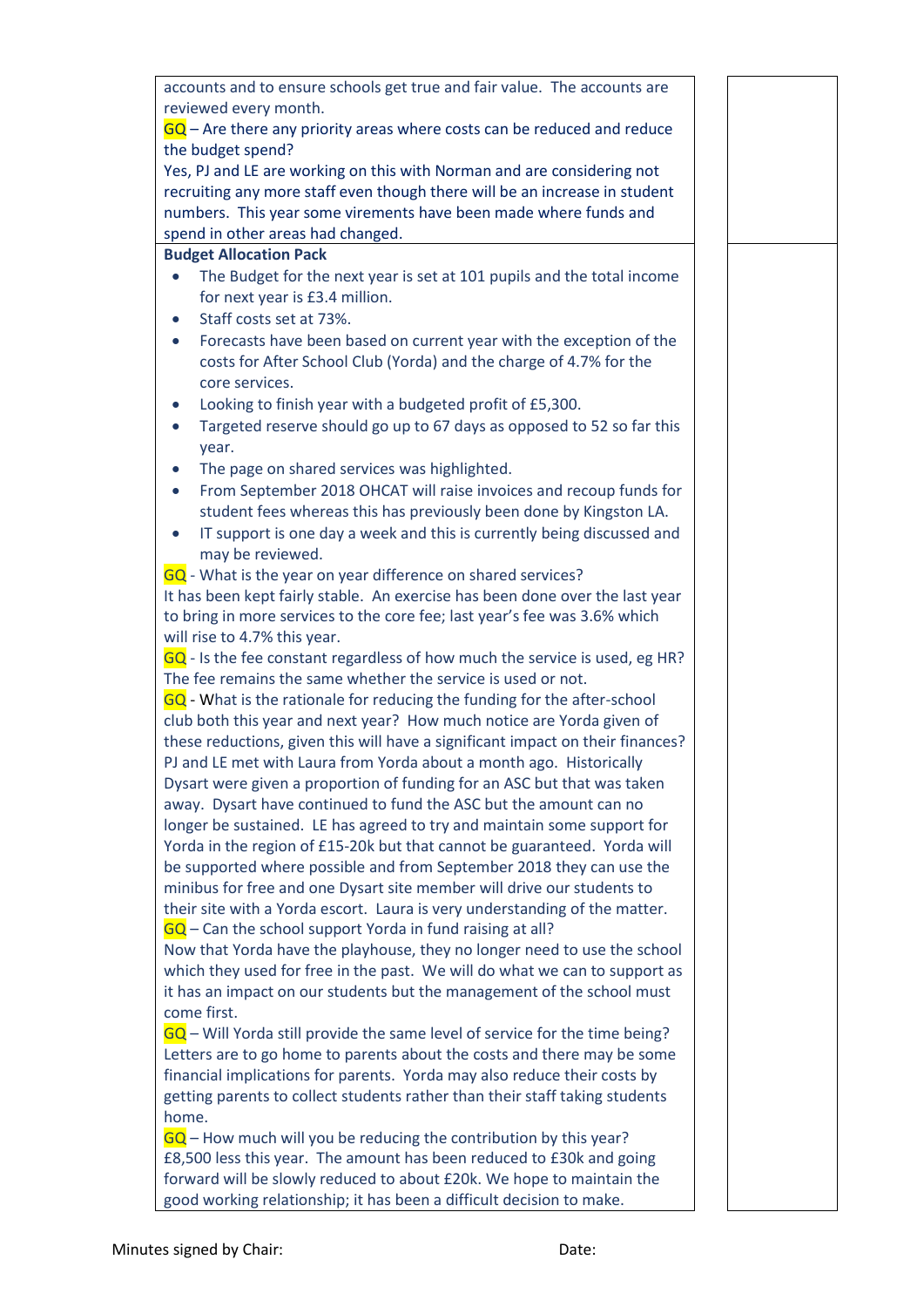accounts and to ensure schools get true and fair value. The accounts are reviewed every month.

GQ – Are there any priority areas where costs can be reduced and reduce the budget spend?

Yes, PJ and LE are working on this with Norman and are considering not recruiting any more staff even though there will be an increase in student numbers. This year some virements have been made where funds and spend in other areas had changed.

**Budget Allocation Pack**

- The Budget for the next year is set at 101 pupils and the total income for next year is £3.4 million.
- Staff costs set at 73%.
- Forecasts have been based on current year with the exception of the costs for After School Club (Yorda) and the charge of 4.7% for the core services.
- Looking to finish year with a budgeted profit of £5,300.
- Targeted reserve should go up to 67 days as opposed to 52 so far this year.
- The page on shared services was highlighted.
- From September 2018 OHCAT will raise invoices and recoup funds for student fees whereas this has previously been done by Kingston LA.
- IT support is one day a week and this is currently being discussed and may be reviewed.

GQ - What is the year on year difference on shared services?

It has been kept fairly stable. An exercise has been done over the last year to bring in more services to the core fee; last year's fee was 3.6% which will rise to 4.7% this year.

GQ - Is the fee constant regardless of how much the service is used, eg HR?

The fee remains the same whether the service is used or not.

GQ - What is the rationale for reducing the funding for the after-school club both this year and next year? How much notice are Yorda given of these reductions, given this will have a significant impact on their finances?

PJ and LE met with Laura from Yorda about a month ago. Historically Dysart were given a proportion of funding for an ASC but that was taken away. Dysart have continued to fund the ASC but the amount can no longer be sustained. LE has agreed to try and maintain some support for Yorda in the region of £15-20k but that cannot be guaranteed. Yorda will be supported where possible and from September 2018 they can use the minibus for free and one Dysart site member will drive our students to their site with a Yorda escort. Laura is very understanding of the matter.

GQ – Can the school support Yorda in fund raising at all?

Now that Yorda have the playhouse, they no longer need to use the school which they used for free in the past. We will do what we can to support as it has an impact on our students but the management of the school must come first.

GQ – Will Yorda still provide the same level of service for the time being?

Letters are to go home to parents about the costs and there may be some financial implications for parents. Yorda may also reduce their costs by getting parents to collect students rather than their staff taking students home.

GQ – How much will you be reducing the contribution by this year?

£8,500 less this year. The amount has been reduced to £30k and going forward will be slowly reduced to about £20k. We hope to maintain the good working relationship; it has been a difficult decision to make.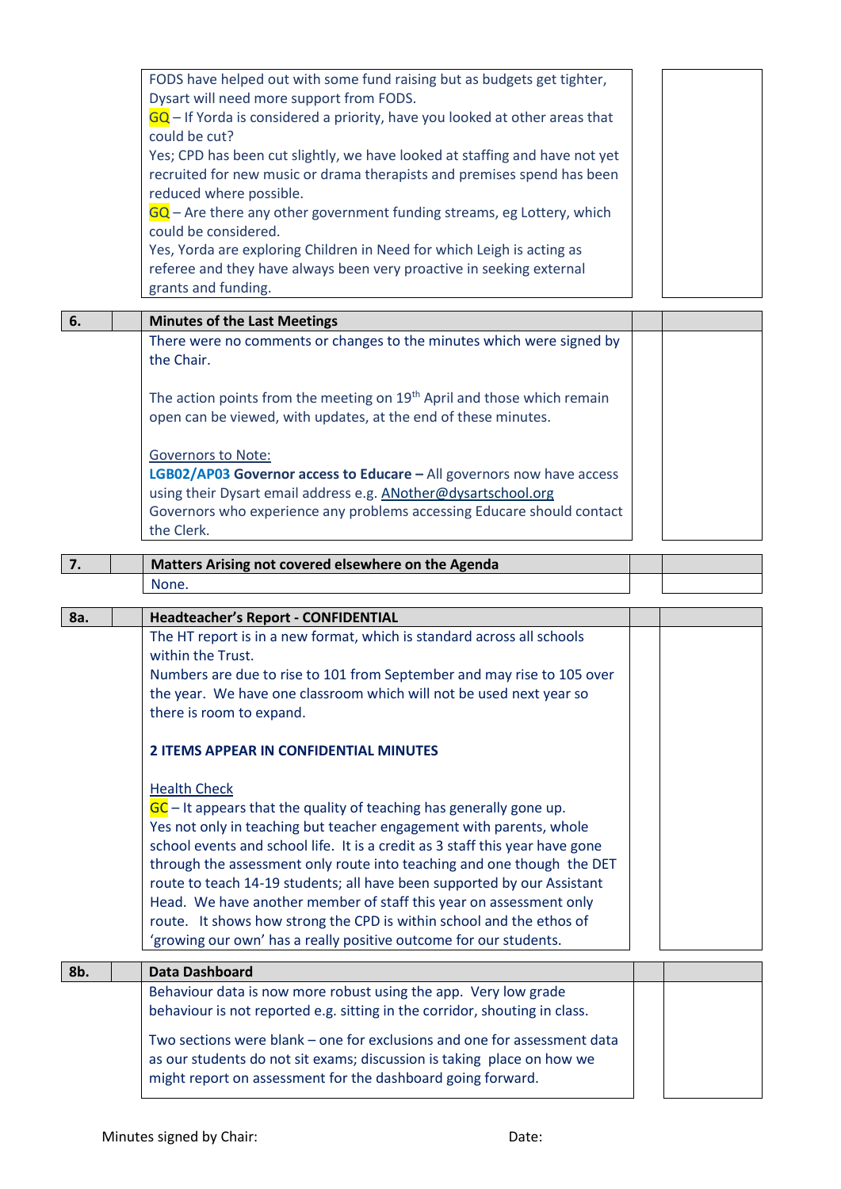FODS have helped out with some fund raising but as budgets get tighter, Dysart will need more support from FODS.

GQ – If Yorda is considered a priority, have you looked at other areas that could be cut?

Yes; CPD has been cut slightly, we have looked at staffing and have not yet recruited for new music or drama therapists and premises spend has been reduced where possible.

GQ – Are there any other government funding streams, eg Lottery, which could be considered.

Yes, Yorda are exploring Children in Need for which Leigh is acting as referee and they have always been very proactive in seeking external grants and funding.

## 6. Minutes of the Last Meetings

There were no comments or changes to the minutes which were signed by the Chair.

The action points from the meeting on 19th April and those which remain open can be viewed, with updates, at the end of these minutes.

Governors to Note:

**LGB02/AP03 Governor access to Educare –** All governors now have access using their Dysart email address e.g. ANother@dysartschool.org

Governors who experience any problems accessing Educare should contact the Clerk.

## 7. Matters Arising not covered elsewhere on the Agenda

None.

## 8a. Headteacher's Report - CONFIDENTIAL

The HT report is in a new format, which is standard across all schools within the Trust.

Numbers are due to rise to 101 from September and may rise to 105 over the year. We have one classroom which will not be used next year so there is room to expand.

**2 ITEMS APPEAR IN CONFIDENTIAL MINUTES**

Health Check

GC – It appears that the quality of teaching has generally gone up.

Yes not only in teaching but teacher engagement with parents, whole school events and school life. It is a credit as 3 staff this year have gone through the assessment only route into teaching and one though the DET route to teach 14-19 students; all have been supported by our Assistant Head. We have another member of staff this year on assessment only route. It shows how strong the CPD is within school and the ethos of 'growing our own' has a really positive outcome for our students.

## 8b. Data Dashboard

Behaviour data is now more robust using the app. Very low grade behaviour is not reported e.g. sitting in the corridor, shouting in class.

Two sections were blank – one for exclusions and one for assessment data as our students do not sit exams; discussion is taking place on how we might report on assessment for the dashboard going forward.

Minutes signed by Chair: Date: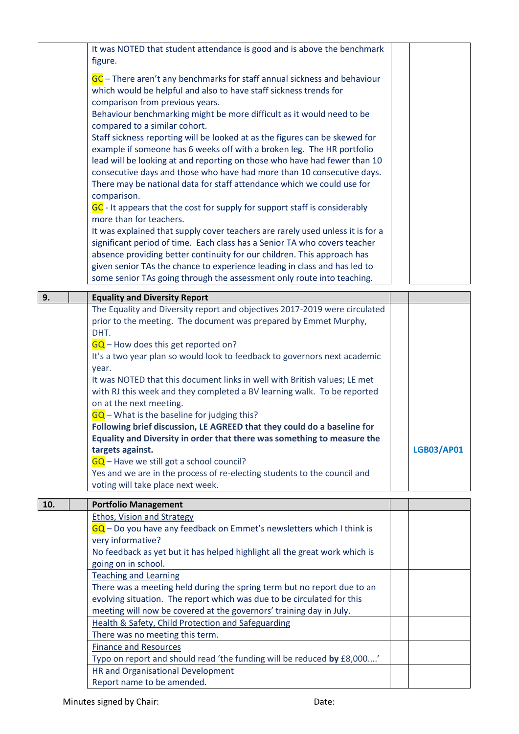| | | | | |
|---|---|---|---|---|
| | | It was NOTED that student attendance is good and is above the benchmark figure.<br><br>GC – There aren't any benchmarks for staff annual sickness and behaviour which would be helpful and also to have staff sickness trends for comparison from previous years.<br>Behaviour benchmarking might be more difficult as it would need to be compared to a similar cohort.<br>Staff sickness reporting will be looked at as the figures can be skewed for example if someone has 6 weeks off with a broken leg. The HR portfolio lead will be looking at and reporting on those who have had fewer than 10 consecutive days and those who have had more than 10 consecutive days. There may be national data for staff attendance which we could use for comparison.<br>GC - It appears that the cost for supply for support staff is considerably more than for teachers.<br>It was explained that supply cover teachers are rarely used unless it is for a significant period of time. Each class has a Senior TA who covers teacher absence providing better continuity for our children. This approach has given senior TAs the chance to experience leading in class and has led to some senior TAs going through the assessment only route into teaching. | | |
| **9.** | | **Equality and Diversity Report** | | |
| | | The Equality and Diversity report and objectives 2017-2019 were circulated prior to the meeting. The document was prepared by Emmet Murphy, DHT.<br>GQ – How does this get reported on?<br>It's a two year plan so would look to feedback to governors next academic year.<br>It was NOTED that this document links in well with British values; LE met with RJ this week and they completed a BV learning walk. To be reported on at the next meeting.<br>GQ – What is the baseline for judging this?<br>**Following brief discussion, LE AGREED that they could do a baseline for Equality and Diversity in order that there was something to measure the targets against.**<br>GQ – Have we still got a school council?<br>Yes and we are in the process of re-electing students to the council and voting will take place next week. | | **LGB03/AP01** |
| **10.** | | **Portfolio Management** | | |
| | | Ethos, Vision and Strategy<br>GQ – Do you have any feedback on Emmet's newsletters which I think is very informative?<br>No feedback as yet but it has helped highlight all the great work which is going on in school. | | |
| | | Teaching and Learning<br>There was a meeting held during the spring term but no report due to an evolving situation. The report which was due to be circulated for this meeting will now be covered at the governors' training day in July. | | |
| | | Health & Safety, Child Protection and Safeguarding<br>There was no meeting this term. | | |
| | | Finance and Resources<br>Typo on report and should read 'the funding will be reduced **by** £8,000....' | | |
| | | HR and Organisational Development<br>Report name to be amended. | | |

Minutes signed by Chair: Date: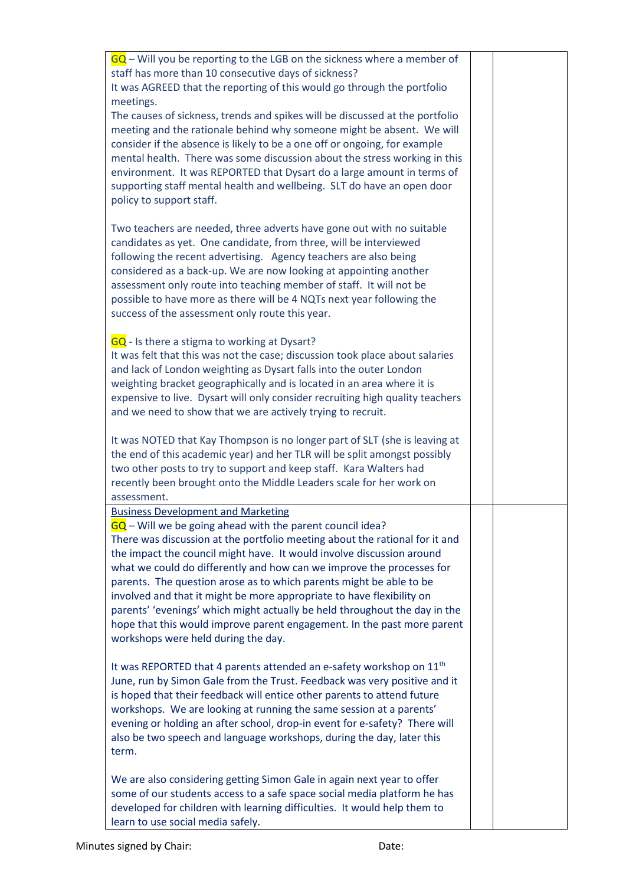| | | |
|---|---|---|
| GQ – Will you be reporting to the LGB on the sickness where a member of staff has more than 10 consecutive days of sickness?<br>It was AGREED that the reporting of this would go through the portfolio meetings.<br>The causes of sickness, trends and spikes will be discussed at the portfolio meeting and the rationale behind why someone might be absent. We will consider if the absence is likely to be a one off or ongoing, for example mental health. There was some discussion about the stress working in this environment. It was REPORTED that Dysart do a large amount in terms of supporting staff mental health and wellbeing. SLT do have an open door policy to support staff.<br><br>Two teachers are needed, three adverts have gone out with no suitable candidates as yet. One candidate, from three, will be interviewed following the recent advertising. Agency teachers are also being considered as a back-up. We are now looking at appointing another assessment only route into teaching member of staff. It will not be possible to have more as there will be 4 NQTs next year following the success of the assessment only route this year.<br><br>GQ - Is there a stigma to working at Dysart?<br>It was felt that this was not the case; discussion took place about salaries and lack of London weighting as Dysart falls into the outer London weighting bracket geographically and is located in an area where it is expensive to live. Dysart will only consider recruiting high quality teachers and we need to show that we are actively trying to recruit.<br><br>It was NOTED that Kay Thompson is no longer part of SLT (she is leaving at the end of this academic year) and her TLR will be split amongst possibly two other posts to try to support and keep staff. Kara Walters had recently been brought onto the Middle Leaders scale for her work on assessment. | | |
| <u>Business Development and Marketing</u><br>GQ – Will we be going ahead with the parent council idea?<br>There was discussion at the portfolio meeting about the rational for it and the impact the council might have. It would involve discussion around what we could do differently and how can we improve the processes for parents. The question arose as to which parents might be able to be involved and that it might be more appropriate to have flexibility on parents' 'evenings' which might actually be held throughout the day in the hope that this would improve parent engagement. In the past more parent workshops were held during the day.<br><br>It was REPORTED that 4 parents attended an e-safety workshop on 11th June, run by Simon Gale from the Trust. Feedback was very positive and it is hoped that their feedback will entice other parents to attend future workshops. We are looking at running the same session at a parents' evening or holding an after school, drop-in event for e-safety? There will also be two speech and language workshops, during the day, later this term.<br><br>We are also considering getting Simon Gale in again next year to offer some of our students access to a safe space social media platform he has developed for children with learning difficulties. It would help them to learn to use social media safely. | | |

Minutes signed by Chair: Date: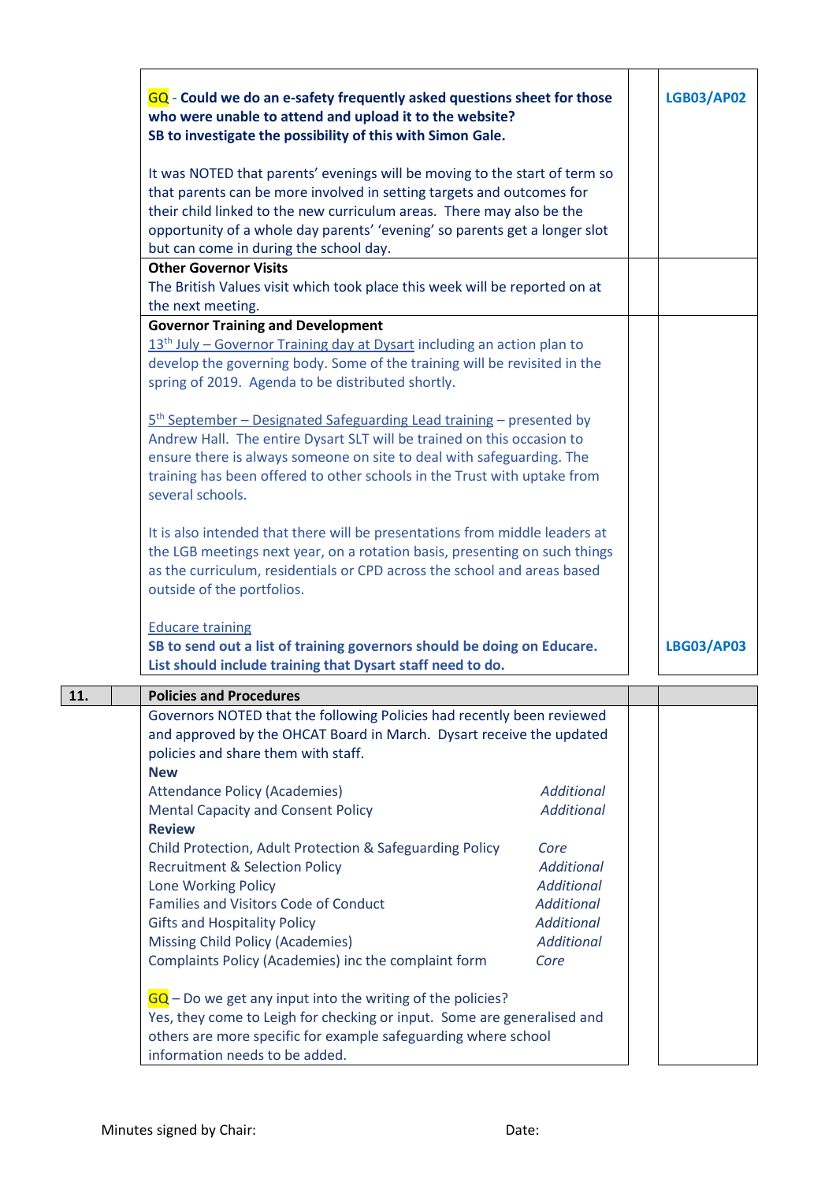| | | | | |
|---|---|---|---|---|
| | | GQ - **Could we do an e-safety frequently asked questions sheet for those who were unable to attend and upload it to the website?**<br>**SB to investigate the possibility of this with Simon Gale.**<br><br>It was NOTED that parents' evenings will be moving to the start of term so that parents can be more involved in setting targets and outcomes for their child linked to the new curriculum areas. There may also be the opportunity of a whole day parents' 'evening' so parents get a longer slot but can come in during the school day. | | **LGB03/AP02** |
| | | **Other Governor Visits**<br>The British Values visit which took place this week will be reported on at the next meeting. | | |
| | | **Governor Training and Development**<br>13th July – Governor Training day at Dysart including an action plan to develop the governing body. Some of the training will be revisited in the spring of 2019. Agenda to be distributed shortly.<br><br>5th September – Designated Safeguarding Lead training – presented by Andrew Hall. The entire Dysart SLT will be trained on this occasion to ensure there is always someone on site to deal with safeguarding. The training has been offered to other schools in the Trust with uptake from several schools.<br><br>It is also intended that there will be presentations from middle leaders at the LGB meetings next year, on a rotation basis, presenting on such things as the curriculum, residentials or CPD across the school and areas based outside of the portfolios.<br><br>Educare training<br>**SB to send out a list of training governors should be doing on Educare. List should include training that Dysart staff need to do.** | | **LBG03/AP03** |
| **11.** | | **Policies and Procedures** | | |
| | | Governors NOTED that the following Policies had recently been reviewed and approved by the OHCAT Board in March. Dysart receive the updated policies and share them with staff.<br>**New**<br>Attendance Policy (Academies) — *Additional*<br>Mental Capacity and Consent Policy — *Additional*<br>**Review**<br>Child Protection, Adult Protection & Safeguarding Policy — *Core*<br>Recruitment & Selection Policy — *Additional*<br>Lone Working Policy — *Additional*<br>Families and Visitors Code of Conduct — *Additional*<br>Gifts and Hospitality Policy — *Additional*<br>Missing Child Policy (Academies) — *Additional*<br>Complaints Policy (Academies) inc the complaint form — *Core*<br><br>GQ – Do we get any input into the writing of the policies?<br>Yes, they come to Leigh for checking or input. Some are generalised and others are more specific for example safeguarding where school information needs to be added. | | |

Minutes signed by Chair: Date: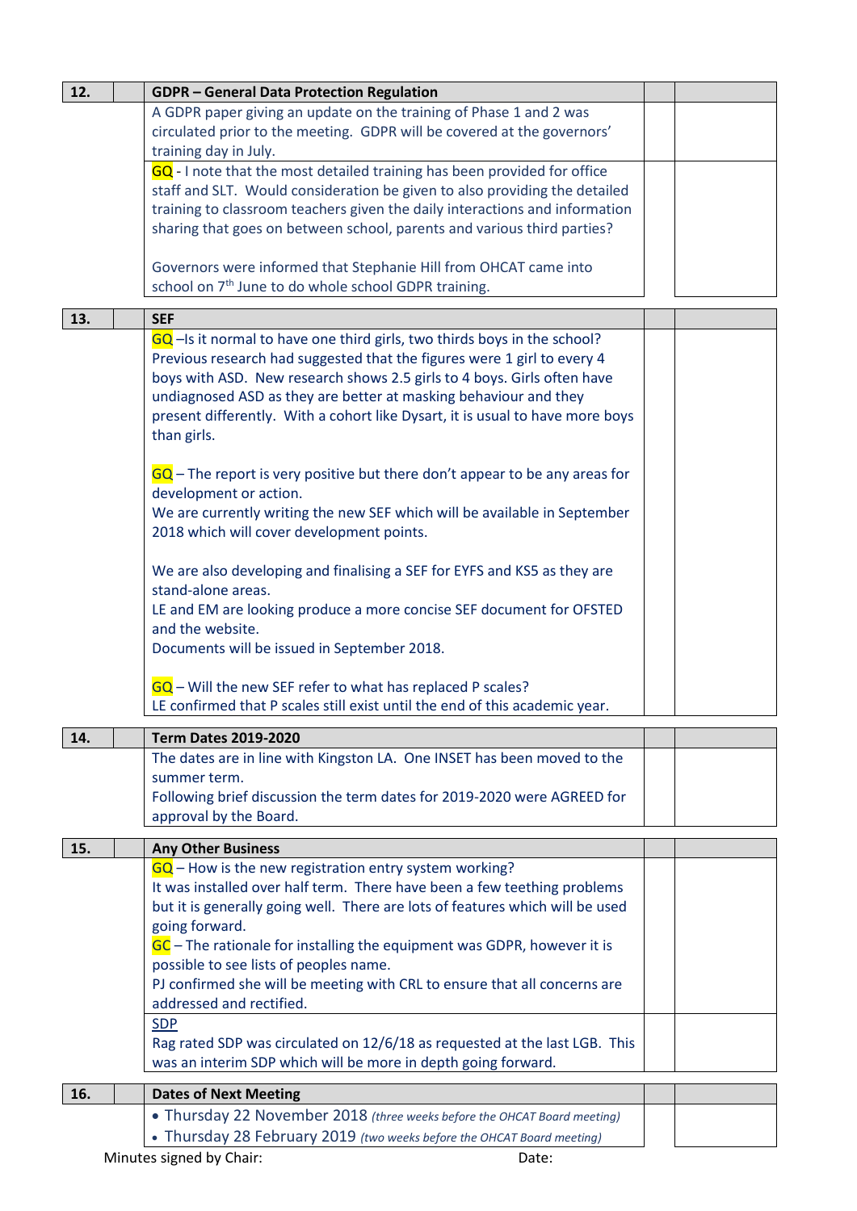| 12. | | GDPR – General Data Protection Regulation | | |
|---|---|---|---|---|
| | | A GDPR paper giving an update on the training of Phase 1 and 2 was circulated prior to the meeting. GDPR will be covered at the governors' training day in July. | | |
| | | GQ - I note that the most detailed training has been provided for office staff and SLT. Would consideration be given to also providing the detailed training to classroom teachers given the daily interactions and information sharing that goes on between school, parents and various third parties?<br><br>Governors were informed that Stephanie Hill from OHCAT came into school on 7th June to do whole school GDPR training. | | |

| 13. | | SEF | | |
|---|---|---|---|---|
| | | GQ –Is it normal to have one third girls, two thirds boys in the school? Previous research had suggested that the figures were 1 girl to every 4 boys with ASD. New research shows 2.5 girls to 4 boys. Girls often have undiagnosed ASD as they are better at masking behaviour and they present differently. With a cohort like Dysart, it is usual to have more boys than girls.<br><br>GQ – The report is very positive but there don't appear to be any areas for development or action.<br>We are currently writing the new SEF which will be available in September 2018 which will cover development points.<br><br>We are also developing and finalising a SEF for EYFS and KS5 as they are stand-alone areas.<br>LE and EM are looking produce a more concise SEF document for OFSTED and the website.<br>Documents will be issued in September 2018.<br><br>GQ – Will the new SEF refer to what has replaced P scales?<br>LE confirmed that P scales still exist until the end of this academic year. | | |

| 14. | | Term Dates 2019-2020 | | |
|---|---|---|---|---|
| | | The dates are in line with Kingston LA. One INSET has been moved to the summer term.<br>Following brief discussion the term dates for 2019-2020 were AGREED for approval by the Board. | | |

| 15. | | Any Other Business | | |
|---|---|---|---|---|
| | | GQ – How is the new registration entry system working?<br>It was installed over half term. There have been a few teething problems but it is generally going well. There are lots of features which will be used going forward.<br>GC – The rationale for installing the equipment was GDPR, however it is possible to see lists of peoples name.<br>PJ confirmed she will be meeting with CRL to ensure that all concerns are addressed and rectified. | | |
| | | SDP<br>Rag rated SDP was circulated on 12/6/18 as requested at the last LGB. This was an interim SDP which will be more in depth going forward. | | |

| 16. | | Dates of Next Meeting | | |
|---|---|---|---|---|
| | | • Thursday 22 November 2018 *(three weeks before the OHCAT Board meeting)*<br>• Thursday 28 February 2019 *(two weeks before the OHCAT Board meeting)* | | |

Minutes signed by Chair: Date: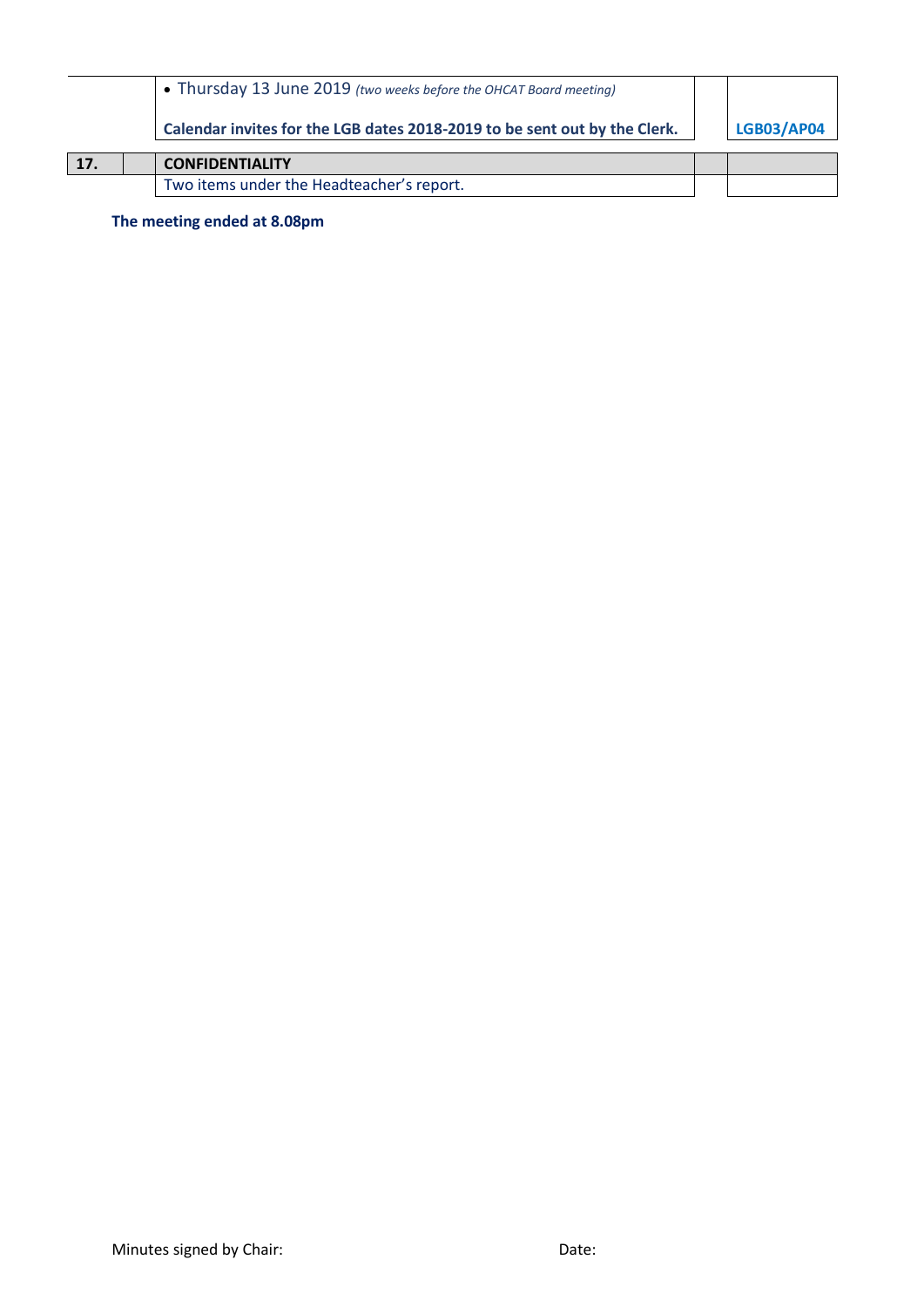| | | | | |
|---|---|---|---|---|
| | | • Thursday 13 June 2019 *(two weeks before the OHCAT Board meeting)*<br><br>**Calendar invites for the LGB dates 2018-2019 to be sent out by the Clerk.** | | **LGB03/AP04** |
| **17.** | | **CONFIDENTIALITY** | | |
| | | Two items under the Headteacher's report. | | |

**The meeting ended at 8.08pm**

Minutes signed by Chair: Date: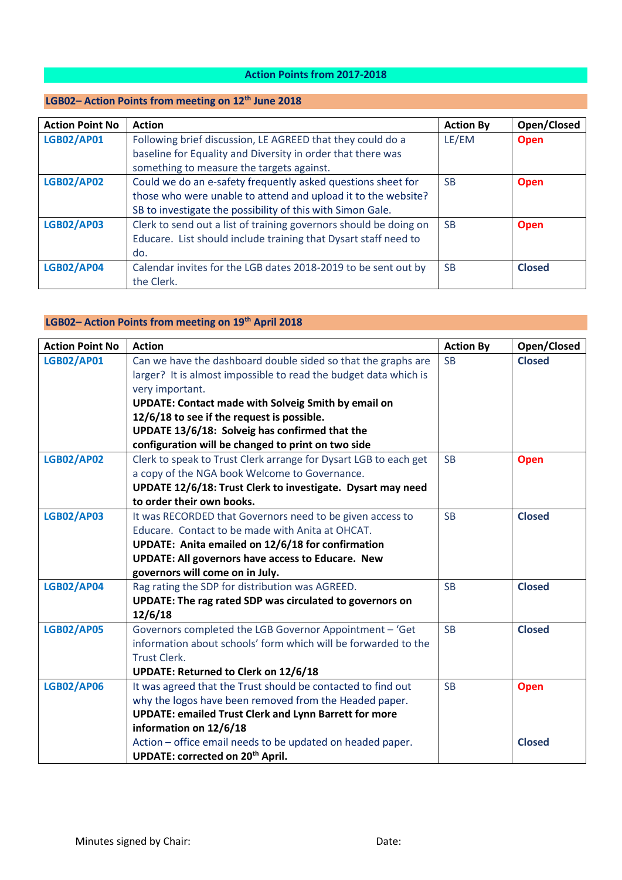## Action Points from 2017-2018

### LGB02– Action Points from meeting on 12th June 2018

| Action Point No | Action | Action By | Open/Closed |
|---|---|---|---|
| **LGB02/AP01** | Following brief discussion, LE AGREED that they could do a baseline for Equality and Diversity in order that there was something to measure the targets against. | LE/EM | **Open** |
| **LGB02/AP02** | Could we do an e-safety frequently asked questions sheet for those who were unable to attend and upload it to the website? SB to investigate the possibility of this with Simon Gale. | SB | **Open** |
| **LGB02/AP03** | Clerk to send out a list of training governors should be doing on Educare. List should include training that Dysart staff need to do. | SB | **Open** |
| **LGB02/AP04** | Calendar invites for the LGB dates 2018-2019 to be sent out by the Clerk. | SB | **Closed** |

### LGB02– Action Points from meeting on 19th April 2018

| Action Point No | Action | Action By | Open/Closed |
|---|---|---|---|
| **LGB02/AP01** | Can we have the dashboard double sided so that the graphs are larger? It is almost impossible to read the budget data which is very important. **UPDATE: Contact made with Solveig Smith by email on 12/6/18 to see if the request is possible.** **UPDATE 13/6/18: Solveig has confirmed that the configuration will be changed to print on two side** | SB | **Closed** |
| **LGB02/AP02** | Clerk to speak to Trust Clerk arrange for Dysart LGB to each get a copy of the NGA book Welcome to Governance. **UPDATE 12/6/18: Trust Clerk to investigate. Dysart may need to order their own books.** | SB | **Open** |
| **LGB02/AP03** | It was RECORDED that Governors need to be given access to Educare. Contact to be made with Anita at OHCAT. **UPDATE: Anita emailed on 12/6/18 for confirmation** **UPDATE: All governors have access to Educare. New governors will come on in July.** | SB | **Closed** |
| **LGB02/AP04** | Rag rating the SDP for distribution was AGREED. **UPDATE: The rag rated SDP was circulated to governors on 12/6/18** | SB | **Closed** |
| **LGB02/AP05** | Governors completed the LGB Governor Appointment – 'Get information about schools' form which will be forwarded to the Trust Clerk. **UPDATE: Returned to Clerk on 12/6/18** | SB | **Closed** |
| **LGB02/AP06** | It was agreed that the Trust should be contacted to find out why the logos have been removed from the Headed paper. **UPDATE: emailed Trust Clerk and Lynn Barrett for more information on 12/6/18** Action – office email needs to be updated on headed paper. **UPDATE: corrected on 20th April.** | SB | **Open** **Closed** |

Minutes signed by Chair: Date: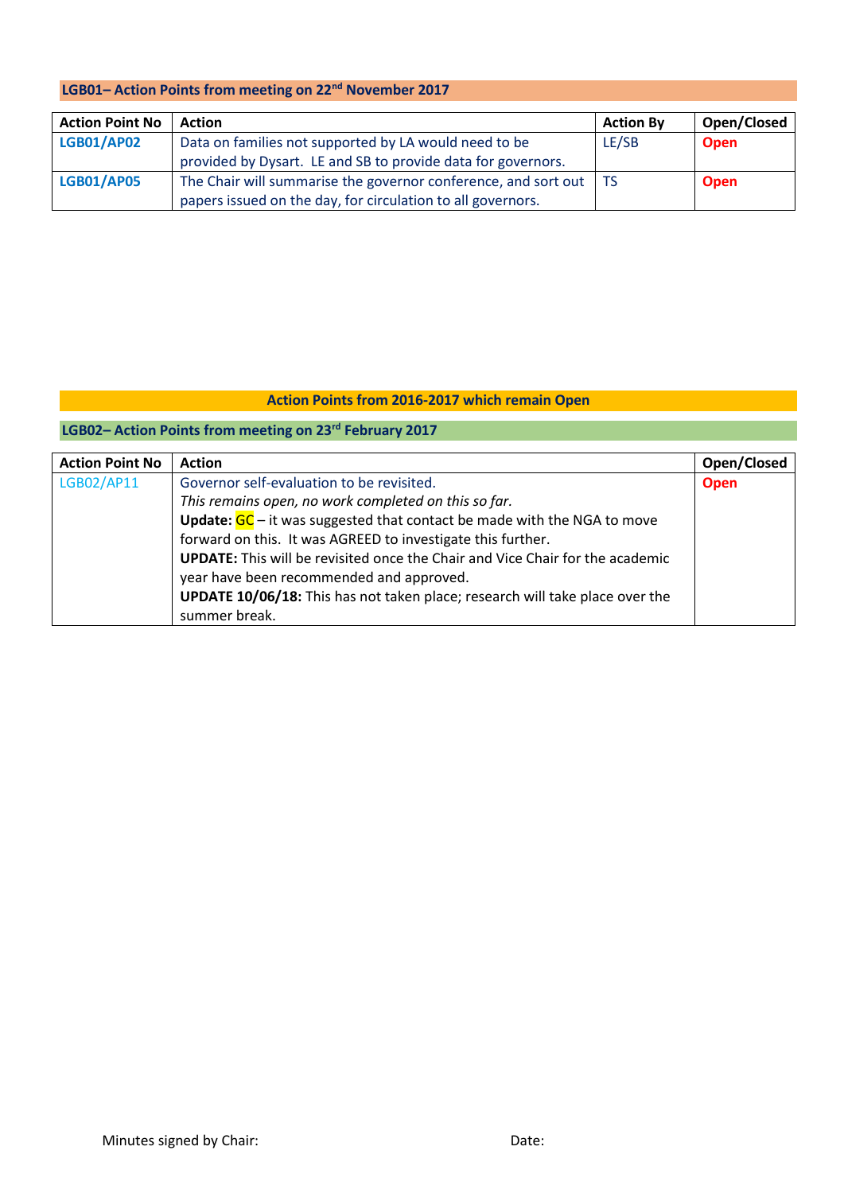## LGB01– Action Points from meeting on 22nd November 2017

| Action Point No | Action | Action By | Open/Closed |
|---|---|---|---|
| **LGB01/AP02** | Data on families not supported by LA would need to be provided by Dysart. LE and SB to provide data for governors. | LE/SB | **Open** |
| **LGB01/AP05** | The Chair will summarise the governor conference, and sort out papers issued on the day, for circulation to all governors. | TS | **Open** |

## Action Points from 2016-2017 which remain Open

## LGB02– Action Points from meeting on 23rd February 2017

| Action Point No | Action | Open/Closed |
|---|---|---|
| LGB02/AP11 | Governor self-evaluation to be revisited.<br>*This remains open, no work completed on this so far.*<br>**Update:** GC – it was suggested that contact be made with the NGA to move forward on this. It was AGREED to investigate this further.<br>**UPDATE:** This will be revisited once the Chair and Vice Chair for the academic year have been recommended and approved.<br>**UPDATE 10/06/18:** This has not taken place; research will take place over the summer break. | **Open** |

Minutes signed by Chair: Date: